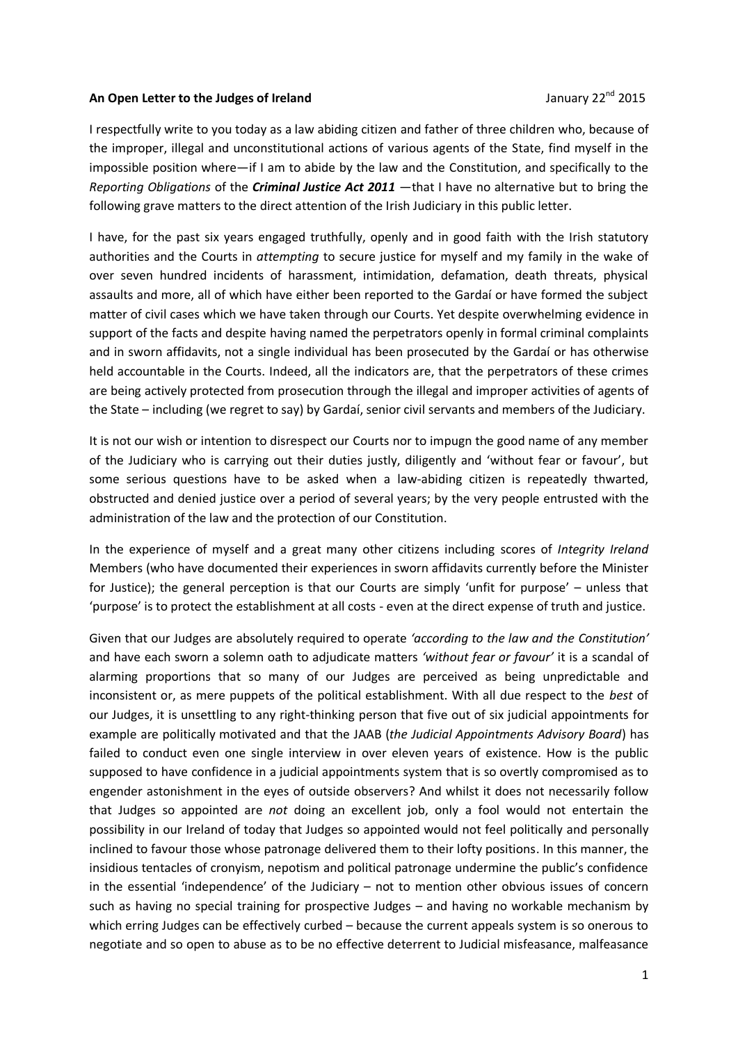**An Open Letter to the Judges of Ireland** January 22nd 2015

I respectfully write to you today as a law abiding citizen and father of three children who, because of the improper, illegal and unconstitutional actions of various agents of the State, find myself in the impossible position where—if I am to abide by the law and the Constitution, and specifically to the *Reporting Obligations* of the ***Criminal Justice Act 2011*** —that I have no alternative but to bring the following grave matters to the direct attention of the Irish Judiciary in this public letter.

I have, for the past six years engaged truthfully, openly and in good faith with the Irish statutory authorities and the Courts in *attempting* to secure justice for myself and my family in the wake of over seven hundred incidents of harassment, intimidation, defamation, death threats, physical assaults and more, all of which have either been reported to the Gardaí or have formed the subject matter of civil cases which we have taken through our Courts. Yet despite overwhelming evidence in support of the facts and despite having named the perpetrators openly in formal criminal complaints and in sworn affidavits, not a single individual has been prosecuted by the Gardaí or has otherwise held accountable in the Courts. Indeed, all the indicators are, that the perpetrators of these crimes are being actively protected from prosecution through the illegal and improper activities of agents of the State – including (we regret to say) by Gardaí, senior civil servants and members of the Judiciary.

It is not our wish or intention to disrespect our Courts nor to impugn the good name of any member of the Judiciary who is carrying out their duties justly, diligently and 'without fear or favour', but some serious questions have to be asked when a law-abiding citizen is repeatedly thwarted, obstructed and denied justice over a period of several years; by the very people entrusted with the administration of the law and the protection of our Constitution.

In the experience of myself and a great many other citizens including scores of *Integrity Ireland* Members (who have documented their experiences in sworn affidavits currently before the Minister for Justice); the general perception is that our Courts are simply 'unfit for purpose' – unless that 'purpose' is to protect the establishment at all costs - even at the direct expense of truth and justice.

Given that our Judges are absolutely required to operate *'according to the law and the Constitution'* and have each sworn a solemn oath to adjudicate matters *'without fear or favour'* it is a scandal of alarming proportions that so many of our Judges are perceived as being unpredictable and inconsistent or, as mere puppets of the political establishment. With all due respect to the *best* of our Judges, it is unsettling to any right-thinking person that five out of six judicial appointments for example are politically motivated and that the JAAB (*the Judicial Appointments Advisory Board*) has failed to conduct even one single interview in over eleven years of existence. How is the public supposed to have confidence in a judicial appointments system that is so overtly compromised as to engender astonishment in the eyes of outside observers? And whilst it does not necessarily follow that Judges so appointed are *not* doing an excellent job, only a fool would not entertain the possibility in our Ireland of today that Judges so appointed would not feel politically and personally inclined to favour those whose patronage delivered them to their lofty positions. In this manner, the insidious tentacles of cronyism, nepotism and political patronage undermine the public's confidence in the essential 'independence' of the Judiciary – not to mention other obvious issues of concern such as having no special training for prospective Judges – and having no workable mechanism by which erring Judges can be effectively curbed – because the current appeals system is so onerous to negotiate and so open to abuse as to be no effective deterrent to Judicial misfeasance, malfeasance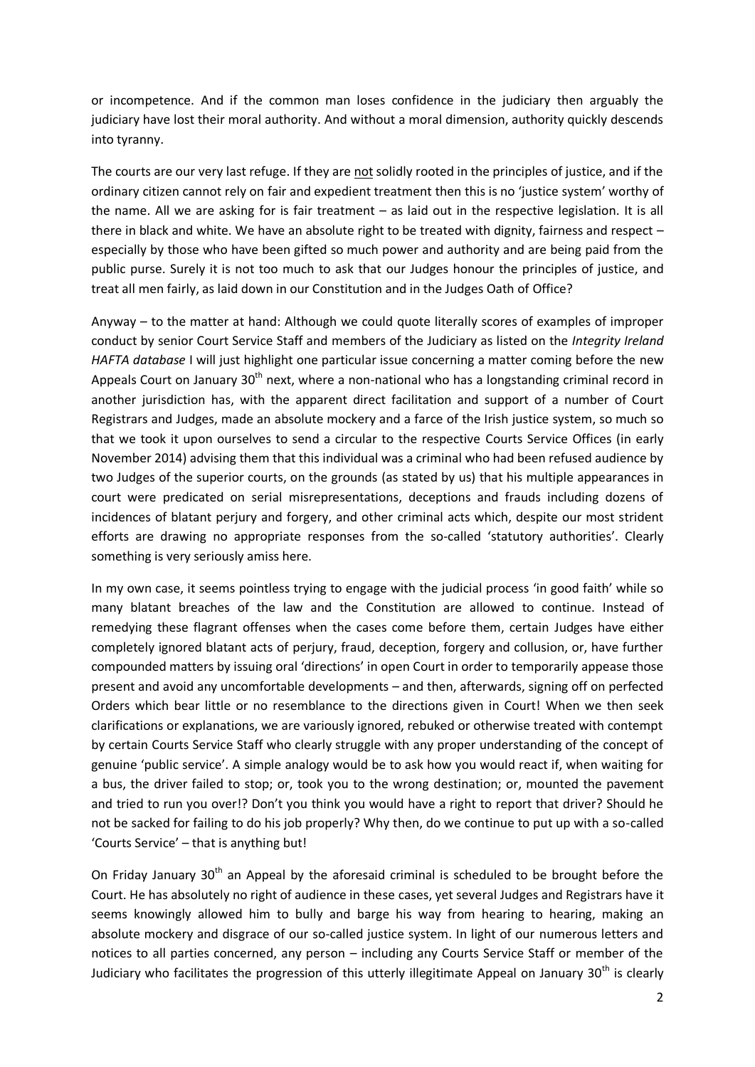or incompetence. And if the common man loses confidence in the judiciary then arguably the judiciary have lost their moral authority. And without a moral dimension, authority quickly descends into tyranny.

The courts are our very last refuge. If they are not solidly rooted in the principles of justice, and if the ordinary citizen cannot rely on fair and expedient treatment then this is no 'justice system' worthy of the name. All we are asking for is fair treatment – as laid out in the respective legislation. It is all there in black and white. We have an absolute right to be treated with dignity, fairness and respect – especially by those who have been gifted so much power and authority and are being paid from the public purse. Surely it is not too much to ask that our Judges honour the principles of justice, and treat all men fairly, as laid down in our Constitution and in the Judges Oath of Office?

Anyway – to the matter at hand: Although we could quote literally scores of examples of improper conduct by senior Court Service Staff and members of the Judiciary as listed on the *Integrity Ireland HAFTA database* I will just highlight one particular issue concerning a matter coming before the new Appeals Court on January 30th next, where a non-national who has a longstanding criminal record in another jurisdiction has, with the apparent direct facilitation and support of a number of Court Registrars and Judges, made an absolute mockery and a farce of the Irish justice system, so much so that we took it upon ourselves to send a circular to the respective Courts Service Offices (in early November 2014) advising them that this individual was a criminal who had been refused audience by two Judges of the superior courts, on the grounds (as stated by us) that his multiple appearances in court were predicated on serial misrepresentations, deceptions and frauds including dozens of incidences of blatant perjury and forgery, and other criminal acts which, despite our most strident efforts are drawing no appropriate responses from the so-called 'statutory authorities'. Clearly something is very seriously amiss here.

In my own case, it seems pointless trying to engage with the judicial process 'in good faith' while so many blatant breaches of the law and the Constitution are allowed to continue. Instead of remedying these flagrant offenses when the cases come before them, certain Judges have either completely ignored blatant acts of perjury, fraud, deception, forgery and collusion, or, have further compounded matters by issuing oral 'directions' in open Court in order to temporarily appease those present and avoid any uncomfortable developments – and then, afterwards, signing off on perfected Orders which bear little or no resemblance to the directions given in Court! When we then seek clarifications or explanations, we are variously ignored, rebuked or otherwise treated with contempt by certain Courts Service Staff who clearly struggle with any proper understanding of the concept of genuine 'public service'. A simple analogy would be to ask how you would react if, when waiting for a bus, the driver failed to stop; or, took you to the wrong destination; or, mounted the pavement and tried to run you over!? Don't you think you would have a right to report that driver? Should he not be sacked for failing to do his job properly? Why then, do we continue to put up with a so-called 'Courts Service' – that is anything but!

On Friday January 30th an Appeal by the aforesaid criminal is scheduled to be brought before the Court. He has absolutely no right of audience in these cases, yet several Judges and Registrars have it seems knowingly allowed him to bully and barge his way from hearing to hearing, making an absolute mockery and disgrace of our so-called justice system. In light of our numerous letters and notices to all parties concerned, any person – including any Courts Service Staff or member of the Judiciary who facilitates the progression of this utterly illegitimate Appeal on January 30th is clearly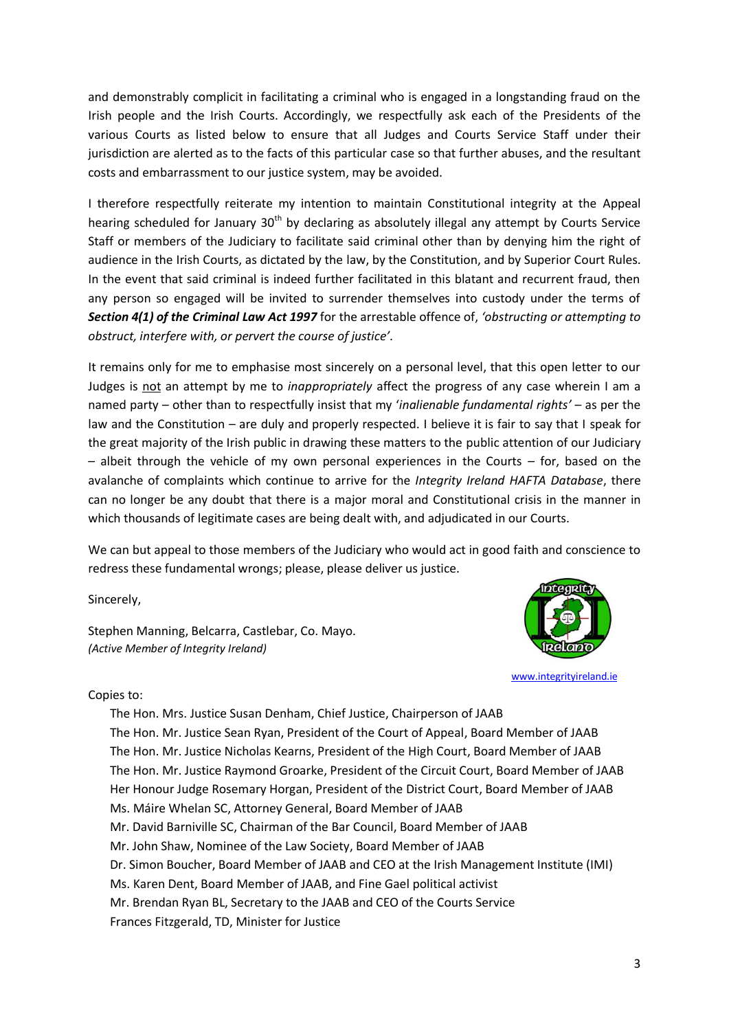and demonstrably complicit in facilitating a criminal who is engaged in a longstanding fraud on the Irish people and the Irish Courts. Accordingly, we respectfully ask each of the Presidents of the various Courts as listed below to ensure that all Judges and Courts Service Staff under their jurisdiction are alerted as to the facts of this particular case so that further abuses, and the resultant costs and embarrassment to our justice system, may be avoided.

I therefore respectfully reiterate my intention to maintain Constitutional integrity at the Appeal hearing scheduled for January 30th by declaring as absolutely illegal any attempt by Courts Service Staff or members of the Judiciary to facilitate said criminal other than by denying him the right of audience in the Irish Courts, as dictated by the law, by the Constitution, and by Superior Court Rules. In the event that said criminal is indeed further facilitated in this blatant and recurrent fraud, then any person so engaged will be invited to surrender themselves into custody under the terms of ***Section 4(1) of the Criminal Law Act 1997*** for the arrestable offence of, *'obstructing or attempting to obstruct, interfere with, or pervert the course of justice'*.

It remains only for me to emphasise most sincerely on a personal level, that this open letter to our Judges is not an attempt by me to *inappropriately* affect the progress of any case wherein I am a named party – other than to respectfully insist that my '*inalienable fundamental rights'* – as per the law and the Constitution – are duly and properly respected. I believe it is fair to say that I speak for the great majority of the Irish public in drawing these matters to the public attention of our Judiciary – albeit through the vehicle of my own personal experiences in the Courts – for, based on the avalanche of complaints which continue to arrive for the *Integrity Ireland HAFTA Database*, there can no longer be any doubt that there is a major moral and Constitutional crisis in the manner in which thousands of legitimate cases are being dealt with, and adjudicated in our Courts.

We can but appeal to those members of the Judiciary who would act in good faith and conscience to redress these fundamental wrongs; please, please deliver us justice.

Sincerely,

Stephen Manning, Belcarra, Castlebar, Co. Mayo.
*(Active Member of Integrity Ireland)*

Integrity Ireland

www.integrityireland.ie

Copies to:

The Hon. Mrs. Justice Susan Denham, Chief Justice, Chairperson of JAAB
The Hon. Mr. Justice Sean Ryan, President of the Court of Appeal, Board Member of JAAB
The Hon. Mr. Justice Nicholas Kearns, President of the High Court, Board Member of JAAB
The Hon. Mr. Justice Raymond Groarke, President of the Circuit Court, Board Member of JAAB
Her Honour Judge Rosemary Horgan, President of the District Court, Board Member of JAAB
Ms. Máire Whelan SC, Attorney General, Board Member of JAAB
Mr. David Barniville SC, Chairman of the Bar Council, Board Member of JAAB
Mr. John Shaw, Nominee of the Law Society, Board Member of JAAB
Dr. Simon Boucher, Board Member of JAAB and CEO at the Irish Management Institute (IMI)
Ms. Karen Dent, Board Member of JAAB, and Fine Gael political activist
Mr. Brendan Ryan BL, Secretary to the JAAB and CEO of the Courts Service
Frances Fitzgerald, TD, Minister for Justice